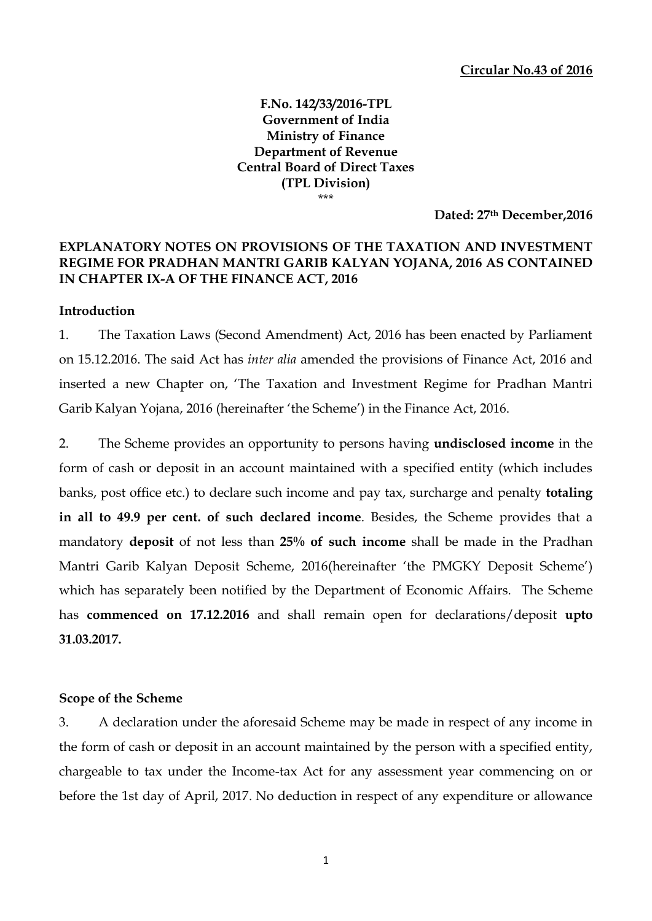**Circular No.43 of 2016**

**F.No. 142/33/2016-TPL**
**Government of India**
**Ministry of Finance**
**Department of Revenue**
**Central Board of Direct Taxes**
**(TPL Division)**
***

**Dated: 27th December,2016**

## EXPLANATORY NOTES ON PROVISIONS OF THE TAXATION AND INVESTMENT REGIME FOR PRADHAN MANTRI GARIB KALYAN YOJANA, 2016 AS CONTAINED IN CHAPTER IX-A OF THE FINANCE ACT, 2016

### Introduction

1. The Taxation Laws (Second Amendment) Act, 2016 has been enacted by Parliament on 15.12.2016. The said Act has *inter alia* amended the provisions of Finance Act, 2016 and inserted a new Chapter on, 'The Taxation and Investment Regime for Pradhan Mantri Garib Kalyan Yojana, 2016 (hereinafter 'the Scheme') in the Finance Act, 2016.

2. The Scheme provides an opportunity to persons having **undisclosed income** in the form of cash or deposit in an account maintained with a specified entity (which includes banks, post office etc.) to declare such income and pay tax, surcharge and penalty **totaling in all to 49.9 per cent. of such declared income**. Besides, the Scheme provides that a mandatory **deposit** of not less than **25% of such income** shall be made in the Pradhan Mantri Garib Kalyan Deposit Scheme, 2016(hereinafter 'the PMGKY Deposit Scheme') which has separately been notified by the Department of Economic Affairs. The Scheme has **commenced on 17.12.2016** and shall remain open for declarations/deposit **upto 31.03.2017.**

### Scope of the Scheme

3. A declaration under the aforesaid Scheme may be made in respect of any income in the form of cash or deposit in an account maintained by the person with a specified entity, chargeable to tax under the Income-tax Act for any assessment year commencing on or before the 1st day of April, 2017. No deduction in respect of any expenditure or allowance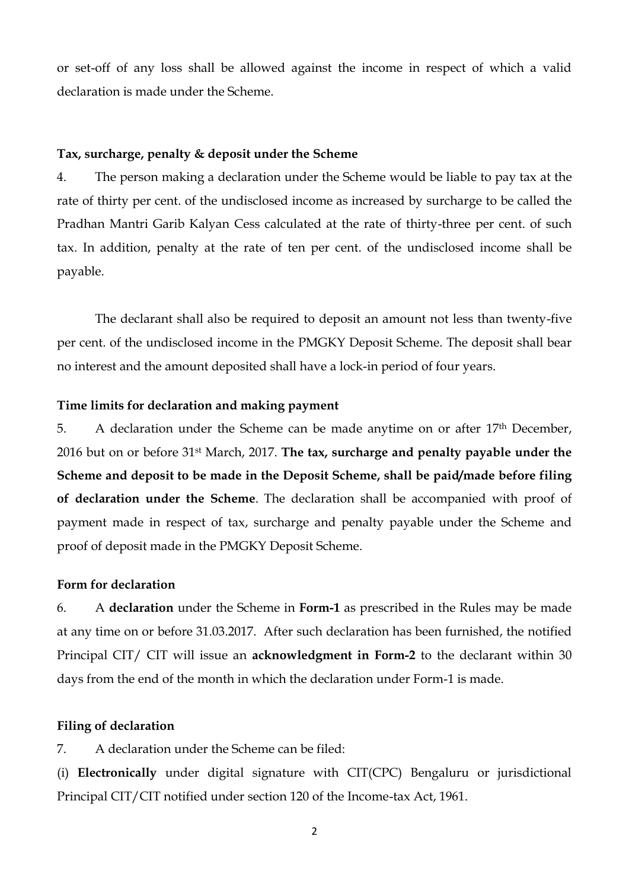or set-off of any loss shall be allowed against the income in respect of which a valid declaration is made under the Scheme.

**Tax, surcharge, penalty & deposit under the Scheme**

4. The person making a declaration under the Scheme would be liable to pay tax at the rate of thirty per cent. of the undisclosed income as increased by surcharge to be called the Pradhan Mantri Garib Kalyan Cess calculated at the rate of thirty-three per cent. of such tax. In addition, penalty at the rate of ten per cent. of the undisclosed income shall be payable.

The declarant shall also be required to deposit an amount not less than twenty-five per cent. of the undisclosed income in the PMGKY Deposit Scheme. The deposit shall bear no interest and the amount deposited shall have a lock-in period of four years.

**Time limits for declaration and making payment**

5. A declaration under the Scheme can be made anytime on or after 17th December, 2016 but on or before 31st March, 2017. **The tax, surcharge and penalty payable under the Scheme and deposit to be made in the Deposit Scheme, shall be paid/made before filing of declaration under the Scheme**. The declaration shall be accompanied with proof of payment made in respect of tax, surcharge and penalty payable under the Scheme and proof of deposit made in the PMGKY Deposit Scheme.

**Form for declaration**

6. A **declaration** under the Scheme in **Form-1** as prescribed in the Rules may be made at any time on or before 31.03.2017. After such declaration has been furnished, the notified Principal CIT/ CIT will issue an **acknowledgment in Form-2** to the declarant within 30 days from the end of the month in which the declaration under Form-1 is made.

**Filing of declaration**

7. A declaration under the Scheme can be filed:

(i) **Electronically** under digital signature with CIT(CPC) Bengaluru or jurisdictional Principal CIT/CIT notified under section 120 of the Income-tax Act, 1961.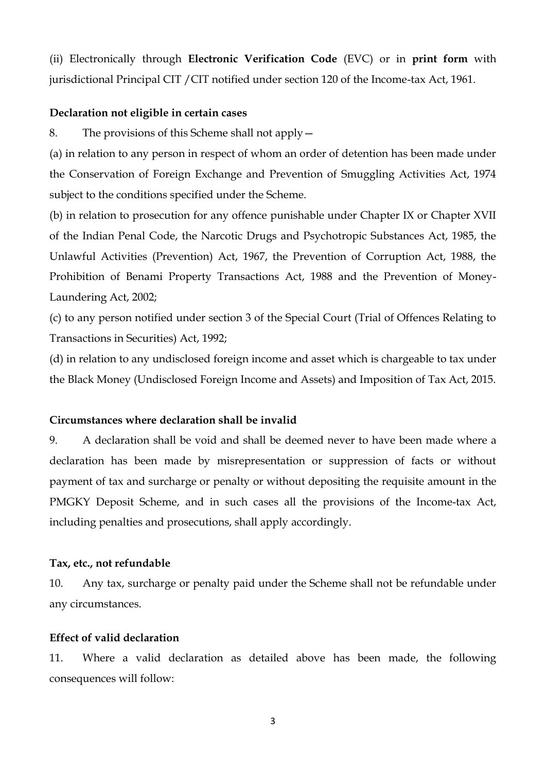(ii) Electronically through **Electronic Verification Code** (EVC) or in **print form** with jurisdictional Principal CIT /CIT notified under section 120 of the Income-tax Act, 1961.

**Declaration not eligible in certain cases**

8. The provisions of this Scheme shall not apply—

(a) in relation to any person in respect of whom an order of detention has been made under the Conservation of Foreign Exchange and Prevention of Smuggling Activities Act, 1974 subject to the conditions specified under the Scheme.

(b) in relation to prosecution for any offence punishable under Chapter IX or Chapter XVII of the Indian Penal Code, the Narcotic Drugs and Psychotropic Substances Act, 1985, the Unlawful Activities (Prevention) Act, 1967, the Prevention of Corruption Act, 1988, the Prohibition of Benami Property Transactions Act, 1988 and the Prevention of Money-Laundering Act, 2002;

(c) to any person notified under section 3 of the Special Court (Trial of Offences Relating to Transactions in Securities) Act, 1992;

(d) in relation to any undisclosed foreign income and asset which is chargeable to tax under the Black Money (Undisclosed Foreign Income and Assets) and Imposition of Tax Act, 2015.

**Circumstances where declaration shall be invalid**

9. A declaration shall be void and shall be deemed never to have been made where a declaration has been made by misrepresentation or suppression of facts or without payment of tax and surcharge or penalty or without depositing the requisite amount in the PMGKY Deposit Scheme, and in such cases all the provisions of the Income-tax Act, including penalties and prosecutions, shall apply accordingly.

**Tax, etc., not refundable**

10. Any tax, surcharge or penalty paid under the Scheme shall not be refundable under any circumstances.

**Effect of valid declaration**

11. Where a valid declaration as detailed above has been made, the following consequences will follow: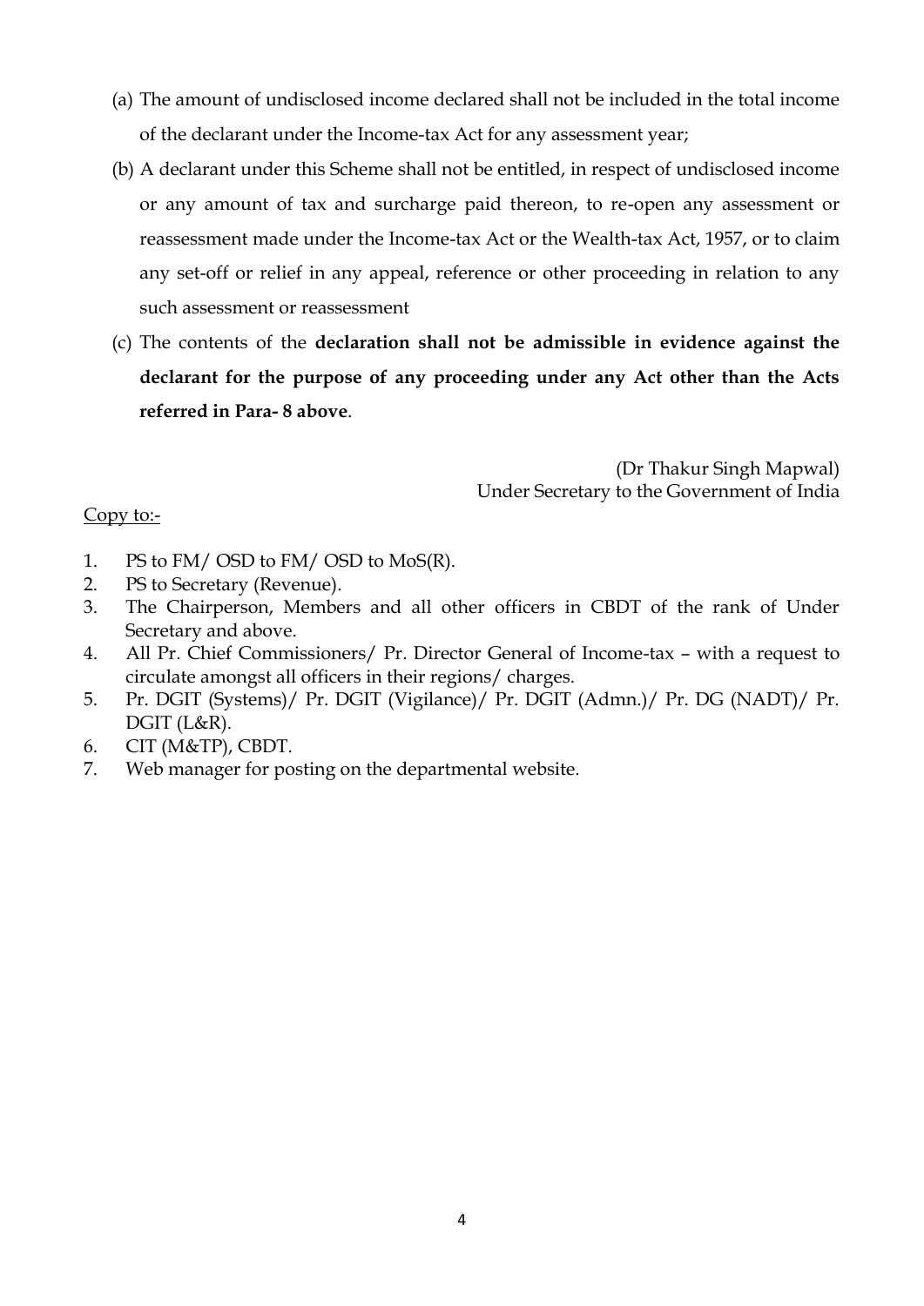(a) The amount of undisclosed income declared shall not be included in the total income of the declarant under the Income-tax Act for any assessment year;

(b) A declarant under this Scheme shall not be entitled, in respect of undisclosed income or any amount of tax and surcharge paid thereon, to re-open any assessment or reassessment made under the Income-tax Act or the Wealth-tax Act, 1957, or to claim any set-off or relief in any appeal, reference or other proceeding in relation to any such assessment or reassessment

(c) The contents of the **declaration shall not be admissible in evidence against the declarant for the purpose of any proceeding under any Act other than the Acts referred in Para- 8 above**.

(Dr Thakur Singh Mapwal)
Under Secretary to the Government of India

Copy to:-

1. PS to FM/ OSD to FM/ OSD to MoS(R).
2. PS to Secretary (Revenue).
3. The Chairperson, Members and all other officers in CBDT of the rank of Under Secretary and above.
4. All Pr. Chief Commissioners/ Pr. Director General of Income-tax – with a request to circulate amongst all officers in their regions/ charges.
5. Pr. DGIT (Systems)/ Pr. DGIT (Vigilance)/ Pr. DGIT (Admn.)/ Pr. DG (NADT)/ Pr. DGIT (L&R).
6. CIT (M&TP), CBDT.
7. Web manager for posting on the departmental website.